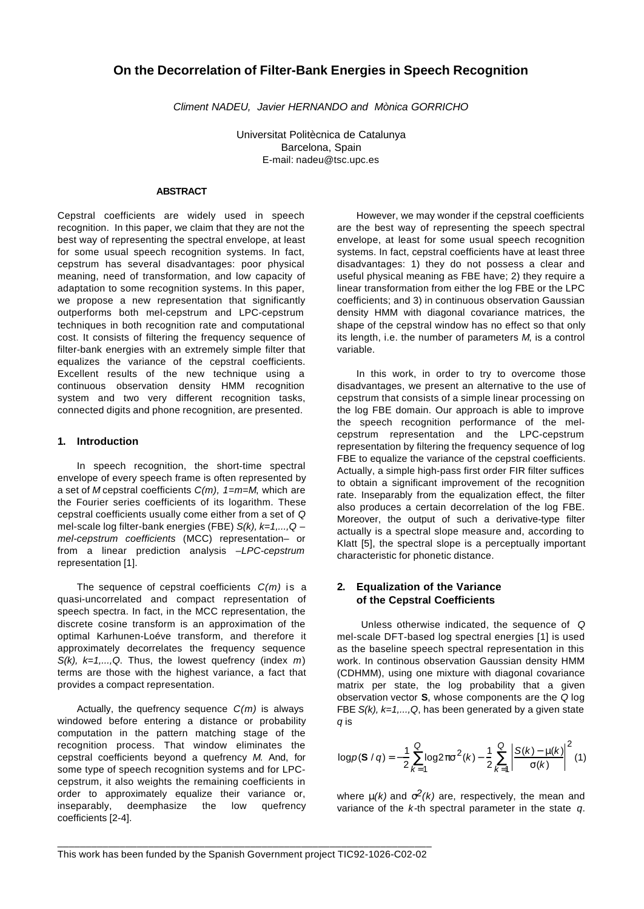# On the Decorrelation of Filter-Bank Energies in Speech Recognition

*Climent NADEU, Javier HERNANDO and Mònica GORRICHO*

Universitat Politècnica de Catalunya
Barcelona, Spain
E-mail: nadeu@tsc.upc.es

**ABSTRACT**

Cepstral coefficients are widely used in speech recognition. In this paper, we claim that they are not the best way of representing the spectral envelope, at least for some usual speech recognition systems. In fact, cepstrum has several disadvantages: poor physical meaning, need of transformation, and low capacity of adaptation to some recognition systems. In this paper, we propose a new representation that significantly outperforms both mel-cepstrum and LPC-cepstrum techniques in both recognition rate and computational cost. It consists of filtering the frequency sequence of filter-bank energies with an extremely simple filter that equalizes the variance of the cepstral coefficients. Excellent results of the new technique using a continuous observation density HMM recognition system and two very different recognition tasks, connected digits and phone recognition, are presented.

## 1. Introduction

In speech recognition, the short-time spectral envelope of every speech frame is often represented by a set of $M$ cepstral coefficients $C(m)$, $1=m=M$, which are the Fourier series coefficients of its logarithm. These cepstral coefficients usually come either from a set of $Q$ mel-scale log filter-bank energies (FBE) $S(k)$, $k=1,...,Q$ –*mel-cepstrum coefficients* (MCC) representation– or from a linear prediction analysis –*LPC-cepstrum* representation [1].

The sequence of cepstral coefficients $C(m)$ is a quasi-uncorrelated and compact representation of speech spectra. In fact, in the MCC representation, the discrete cosine transform is an approximation of the optimal Karhunen-Loéve transform, and therefore it approximately decorrelates the frequency sequence $S(k)$, $k=1,...,Q$. Thus, the lowest quefrency (index $m$) terms are those with the highest variance, a fact that provides a compact representation.

Actually, the quefrency sequence $C(m)$ is always windowed before entering a distance or probability computation in the pattern matching stage of the recognition process. That window eliminates the cepstral coefficients beyond a quefrency $M$. And, for some type of speech recognition systems and for LPC-cepstrum, it also weights the remaining coefficients in order to approximately equalize their variance or, inseparably, deemphasize the low quefrency coefficients [2-4].

However, we may wonder if the cepstral coefficients are the best way of representing the speech spectral envelope, at least for some usual speech recognition systems. In fact, cepstral coefficients have at least three disadvantages: 1) they do not possess a clear and useful physical meaning as FBE have; 2) they require a linear transformation from either the log FBE or the LPC coefficients; and 3) in continuous observation Gaussian density HMM with diagonal covariance matrices, the shape of the cepstral window has no effect so that only its length, i.e. the number of parameters $M$, is a control variable.

In this work, in order to try to overcome those disadvantages, we present an alternative to the use of cepstrum that consists of a simple linear processing on the log FBE domain. Our approach is able to improve the speech recognition performance of the mel-cepstrum representation and the LPC-cepstrum representation by filtering the frequency sequence of log FBE to equalize the variance of the cepstral coefficients. Actually, a simple high-pass first order FIR filter suffices to obtain a significant improvement of the recognition rate. Inseparably from the equalization effect, the filter also produces a certain decorrelation of the log FBE. Moreover, the output of such a derivative-type filter actually is a spectral slope measure and, according to Klatt [5], the spectral slope is a perceptually important characteristic for phonetic distance.

## 2. Equalization of the Variance of the Cepstral Coefficients

Unless otherwise indicated, the sequence of $Q$ mel-scale DFT-based log spectral energies [1] is used as the baseline speech spectral representation in this work. In continous observation Gaussian density HMM (CDHMM), using one mixture with diagonal covariance matrix per state, the log probability that a given observation vector $\mathbf{S}$, whose components are the $Q$ log FBE $S(k)$, $k=1,...,Q$, has been generated by a given state $q$ is

$$\log p(\mathbf{S}/q) = -\frac{1}{2}\sum_{k=1}^{Q}\log 2\pi\sigma^2(k) - \frac{1}{2}\sum_{k=1}^{Q}\left|\frac{S(k)-\mu(k)}{\sigma(k)}\right|^2 \quad (1)$$

where $\mu(k)$ and $\sigma^2(k)$ are, respectively, the mean and variance of the $k$-th spectral parameter in the state $q$.

---

This work has been funded by the Spanish Government project TIC92-1026-C02-02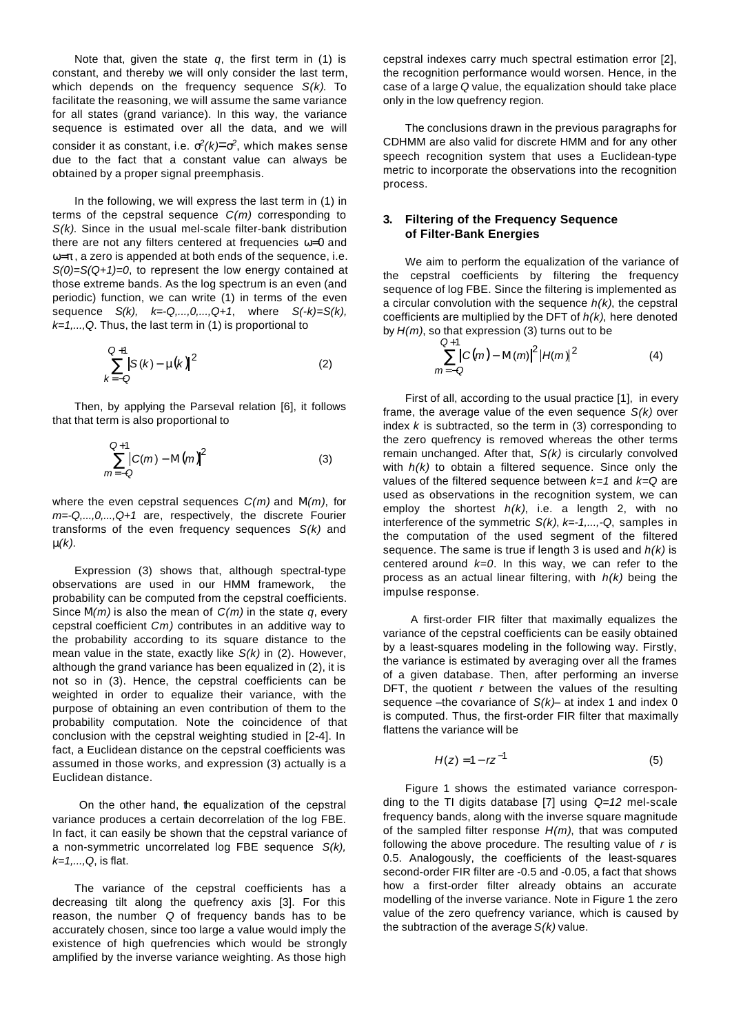Note that, given the state $q$, the first term in (1) is constant, and thereby we will only consider the last term, which depends on the frequency sequence $S(k)$. To facilitate the reasoning, we will assume the same variance for all states (grand variance). In this way, the variance sequence is estimated over all the data, and we will consider it as constant, i.e. $\sigma^2(k)=\sigma^2$, which makes sense due to the fact that a constant value can always be obtained by a proper signal preemphasis.

In the following, we will express the last term in (1) in terms of the cepstral sequence $C(m)$ corresponding to $S(k)$. Since in the usual mel-scale filter-bank distribution there are not any filters centered at frequencies $\omega=0$ and $\omega=\pi$, a zero is appended at both ends of the sequence, i.e. $S(0)=S(Q+1)=0$, to represent the low energy contained at those extreme bands. As the log spectrum is an even (and periodic) function, we can write (1) in terms of the even sequence $S(k)$, $k=-Q,...,0,...,Q+1$, where $S(-k)=S(k)$, $k=1,...,Q$. Thus, the last term in (1) is proportional to

$$\sum_{k=-Q}^{Q+1} \left|S(k)-\mu(k)\right|^2 \tag{2}$$

Then, by applying the Parseval relation [6], it follows that that term is also proportional to

$$\sum_{m=-Q}^{Q+1} \left|C(m)-\mathrm{M}(m)\right|^2 \tag{3}$$

where the even cepstral sequences $C(m)$ and $\mathrm{M}(m)$, for $m=-Q,...,0,...,Q+1$ are, respectively, the discrete Fourier transforms of the even frequency sequences $S(k)$ and $\mu(k)$.

Expression (3) shows that, although spectral-type observations are used in our HMM framework, the probability can be computed from the cepstral coefficients. Since $\mathrm{M}(m)$ is also the mean of $C(m)$ in the state $q$, every cepstral coefficient $Cm)$ contributes in an additive way to the probability according to its square distance to the mean value in the state, exactly like $S(k)$ in (2). However, although the grand variance has been equalized in (2), it is not so in (3). Hence, the cepstral coefficients can be weighted in order to equalize their variance, with the purpose of obtaining an even contribution of them to the probability computation. Note the coincidence of that conclusion with the cepstral weighting studied in [2-4]. In fact, a Euclidean distance on the cepstral coefficients was assumed in those works, and expression (3) actually is a Euclidean distance.

On the other hand, the equalization of the cepstral variance produces a certain decorrelation of the log FBE. In fact, it can easily be shown that the cepstral variance of a non-symmetric uncorrelated log FBE sequence $S(k)$, $k=1,...,Q$, is flat.

The variance of the cepstral coefficients has a decreasing tilt along the quefrency axis [3]. For this reason, the number $Q$ of frequency bands has to be accurately chosen, since too large a value would imply the existence of high quefrencies which would be strongly amplified by the inverse variance weighting. As those high cepstral indexes carry much spectral estimation error [2], the recognition performance would worsen. Hence, in the case of a large $Q$ value, the equalization should take place only in the low quefrency region.

The conclusions drawn in the previous paragraphs for CDHMM are also valid for discrete HMM and for any other speech recognition system that uses a Euclidean-type metric to incorporate the observations into the recognition process.

## 3. Filtering of the Frequency Sequence of Filter-Bank Energies

We aim to perform the equalization of the variance of the cepstral coefficients by filtering the frequency sequence of log FBE. Since the filtering is implemented as a circular convolution with the sequence $h(k)$, the cepstral coefficients are multiplied by the DFT of $h(k)$, here denoted by $H(m)$, so that expression (3) turns out to be

$$\sum_{m=-Q}^{Q+1} \left|C(m)-\mathrm{M}(m)\right|^2 \left|H(m)\right|^2 \tag{4}$$

First of all, according to the usual practice [1], in every frame, the average value of the even sequence $S(k)$ over index $k$ is subtracted, so the term in (3) corresponding to the zero quefrency is removed whereas the other terms remain unchanged. After that, $S(k)$ is circularly convolved with $h(k)$ to obtain a filtered sequence. Since only the values of the filtered sequence between $k=1$ and $k=Q$ are used as observations in the recognition system, we can employ the shortest $h(k)$, i.e. a length 2, with no interference of the symmetric $S(k)$, $k=-1,...,-Q$, samples in the computation of the used segment of the filtered sequence. The same is true if length 3 is used and $h(k)$ is centered around $k=0$. In this way, we can refer to the process as an actual linear filtering, with $h(k)$ being the impulse response.

A first-order FIR filter that maximally equalizes the variance of the cepstral coefficients can be easily obtained by a least-squares modeling in the following way. Firstly, the variance is estimated by averaging over all the frames of a given database. Then, after performing an inverse DFT, the quotient $r$ between the values of the resulting sequence –the covariance of $S(k)$– at index 1 and index 0 is computed. Thus, the first-order FIR filter that maximally flattens the variance will be

$$H(z)=1-rz^{-1} \tag{5}$$

Figure 1 shows the estimated variance corresponding to the TI digits database [7] using $Q=12$ mel-scale frequency bands, along with the inverse square magnitude of the sampled filter response $H(m)$, that was computed following the above procedure. The resulting value of $r$ is 0.5. Analogously, the coefficients of the least-squares second-order FIR filter are -0.5 and -0.05, a fact that shows how a first-order filter already obtains an accurate modelling of the inverse variance. Note in Figure 1 the zero value of the zero quefrency variance, which is caused by the subtraction of the average $S(k)$ value.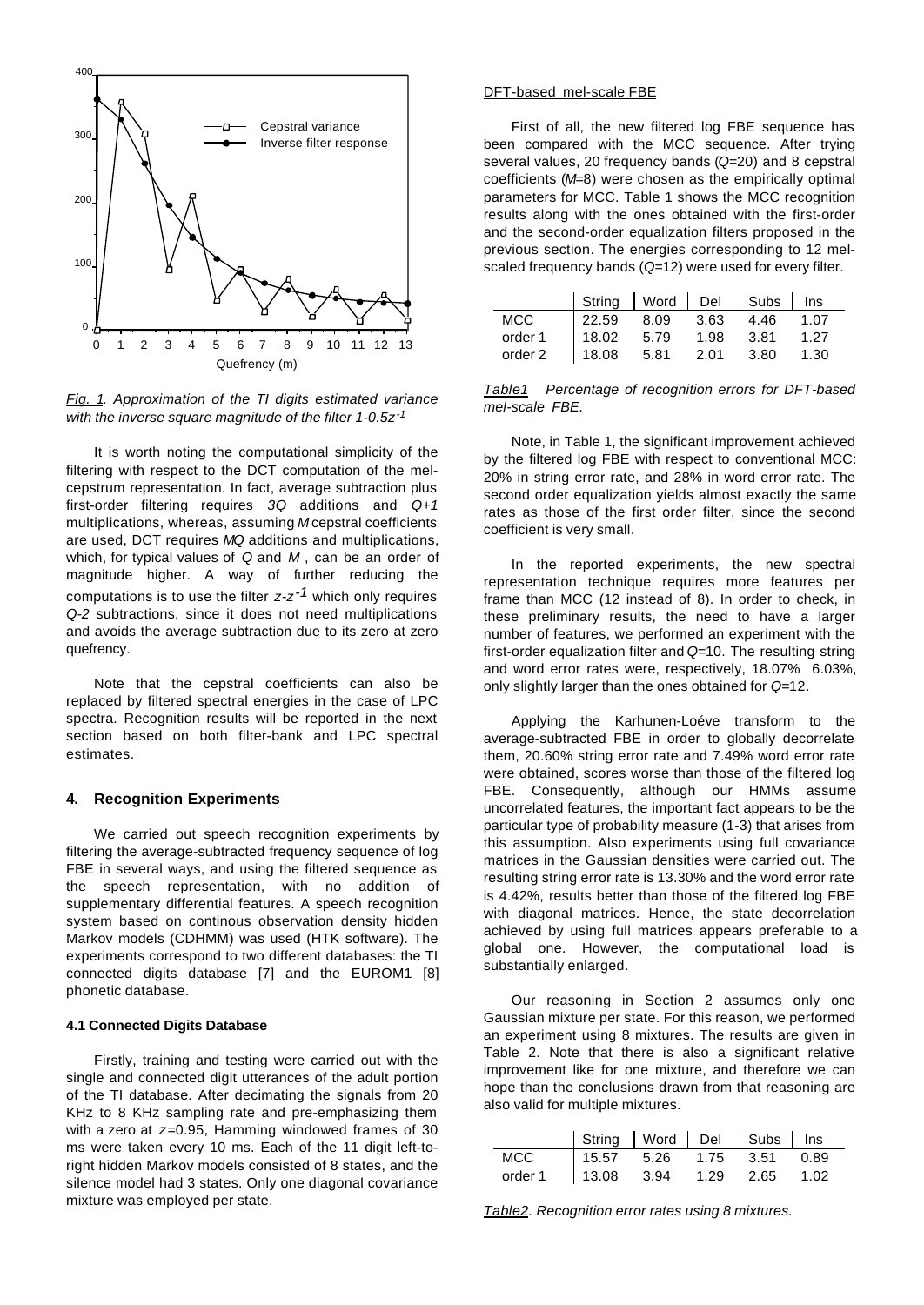*Fig. 1. Approximation of the TI digits estimated variance with the inverse square magnitude of the filter $1\text{-}0.5z^{-1}$*

It is worth noting the computational simplicity of the filtering with respect to the DCT computation of the mel-cepstrum representation. In fact, average subtraction plus first-order filtering requires $3Q$ additions and $Q+1$ multiplications, whereas, assuming $M$ cepstral coefficients are used, DCT requires $MQ$ additions and multiplications, which, for typical values of $Q$ and $M$, can be an order of magnitude higher. A way of further reducing the computations is to use the filter $z\text{-}z^{-1}$ which only requires $Q\text{-}2$ subtractions, since it does not need multiplications and avoids the average subtraction due to its zero at zero quefrency.

Note that the cepstral coefficients can also be replaced by filtered spectral energies in the case of LPC spectra. Recognition results will be reported in the next section based on both filter-bank and LPC spectral estimates.

## 4. Recognition Experiments

We carried out speech recognition experiments by filtering the average-subtracted frequency sequence of log FBE in several ways, and using the filtered sequence as the speech representation, with no addition of supplementary differential features. A speech recognition system based on continous observation density hidden Markov models (CDHMM) was used (HTK software). The experiments correspond to two different databases: the TI connected digits database [7] and the EUROM1 [8] phonetic database.

### 4.1 Connected Digits Database

Firstly, training and testing were carried out with the single and connected digit utterances of the adult portion of the TI database. After decimating the signals from 20 KHz to 8 KHz sampling rate and pre-emphasizing them with a zero at $z$=0.95, Hamming windowed frames of 30 ms were taken every 10 ms. Each of the 11 digit left-to-right hidden Markov models consisted of 8 states, and the silence model had 3 states. Only one diagonal covariance mixture was employed per state.

DFT-based mel-scale FBE

First of all, the new filtered log FBE sequence has been compared with the MCC sequence. After trying several values, 20 frequency bands ($Q$=20) and 8 cepstral coefficients ($M$=8) were chosen as the empirically optimal parameters for MCC. Table 1 shows the MCC recognition results along with the ones obtained with the first-order and the second-order equalization filters proposed in the previous section. The energies corresponding to 12 mel-scaled frequency bands ($Q$=12) were used for every filter.

| | String | Word | Del | Subs | Ins |
|---|---|---|---|---|---|
| MCC | 22.59 | 8.09 | 3.63 | 4.46 | 1.07 |
| order 1 | 18.02 | 5.79 | 1.98 | 3.81 | 1.27 |
| order 2 | 18.08 | 5.81 | 2.01 | 3.80 | 1.30 |

*Table1 Percentage of recognition errors for DFT-based mel-scale FBE.*

Note, in Table 1, the significant improvement achieved by the filtered log FBE with respect to conventional MCC: 20% in string error rate, and 28% in word error rate. The second order equalization yields almost exactly the same rates as those of the first order filter, since the second coefficient is very small.

In the reported experiments, the new spectral representation technique requires more features per frame than MCC (12 instead of 8). In order to check, in these preliminary results, the need to have a larger number of features, we performed an experiment with the first-order equalization filter and $Q$=10. The resulting string and word error rates were, respectively, 18.07% 6.03%, only slightly larger than the ones obtained for $Q$=12.

Applying the Karhunen-Loéve transform to the average-subtracted FBE in order to globally decorrelate them, 20.60% string error rate and 7.49% word error rate were obtained, scores worse than those of the filtered log FBE. Consequently, although our HMMs assume uncorrelated features, the important fact appears to be the particular type of probability measure (1-3) that arises from this assumption. Also experiments using full covariance matrices in the Gaussian densities were carried out. The resulting string error rate is 13.30% and the word error rate is 4.42%, results better than those of the filtered log FBE with diagonal matrices. Hence, the state decorrelation achieved by using full matrices appears preferable to a global one. However, the computational load is substantially enlarged.

Our reasoning in Section 2 assumes only one Gaussian mixture per state. For this reason, we performed an experiment using 8 mixtures. The results are given in Table 2. Note that there is also a significant relative improvement like for one mixture, and therefore we can hope than the conclusions drawn from that reasoning are also valid for multiple mixtures.

| | String | Word | Del | Subs | Ins |
|---|---|---|---|---|---|
| MCC | 15.57 | 5.26 | 1.75 | 3.51 | 0.89 |
| order 1 | 13.08 | 3.94 | 1.29 | 2.65 | 1.02 |

*Table2. Recognition error rates using 8 mixtures.*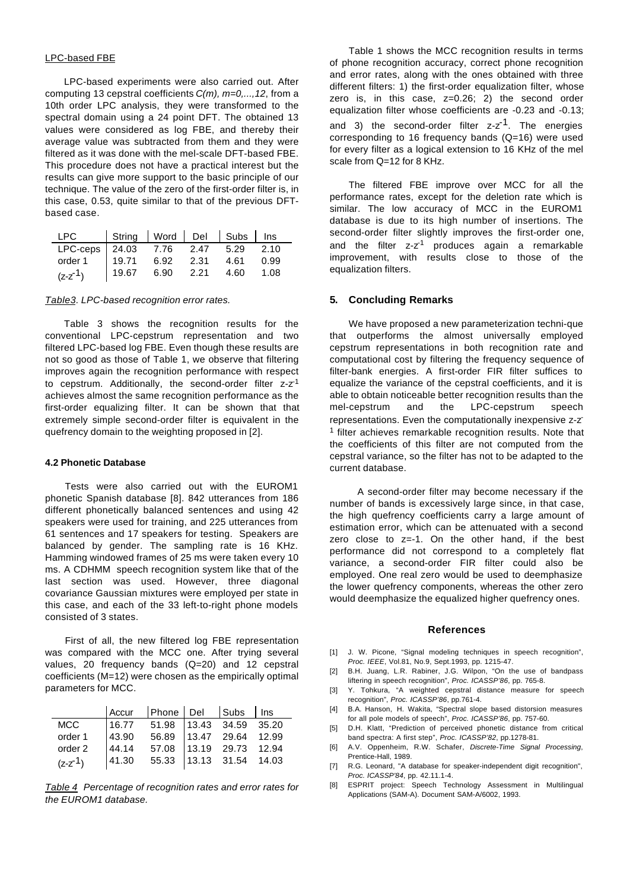LPC-based FBE

LPC-based experiments were also carried out. After computing 13 cepstral coefficients *C(m), m=0,...,12*, from a 10th order LPC analysis, they were transformed to the spectral domain using a 24 point DFT. The obtained 13 values were considered as log FBE, and thereby their average value was subtracted from them and they were filtered as it was done with the mel-scale DFT-based FBE. This procedure does not have a practical interest but the results can give more support to the basic principle of our technique. The value of the zero of the first-order filter is, in this case, 0.53, quite similar to that of the previous DFT-based case.

| LPC | String | Word | Del | Subs | Ins |
|---|---|---|---|---|---|
| LPC-ceps | 24.03 | 7.76 | 2.47 | 5.29 | 2.10 |
| order 1 | 19.71 | 6.92 | 2.31 | 4.61 | 0.99 |
| $(z-z^{-1})$ | 19.67 | 6.90 | 2.21 | 4.60 | 1.08 |

*Table3. LPC-based recognition error rates.*

Table 3 shows the recognition results for the conventional LPC-cepstrum representation and two filtered LPC-based log FBE. Even though these results are not so good as those of Table 1, we observe that filtering improves again the recognition performance with respect to cepstrum. Additionally, the second-order filter $z$-$z^{-1}$ achieves almost the same recognition performance as the first-order equalizing filter. It can be shown that that extremely simple second-order filter is equivalent in the quefrency domain to the weighting proposed in [2].

#### 4.2 Phonetic Database

Tests were also carried out with the EUROM1 phonetic Spanish database [8]. 842 utterances from 186 different phonetically balanced sentences and using 42 speakers were used for training, and 225 utterances from 61 sentences and 17 speakers for testing. Speakers are balanced by gender. The sampling rate is 16 KHz. Hamming windowed frames of 25 ms were taken every 10 ms. A CDHMM speech recognition system like that of the last section was used. However, three diagonal covariance Gaussian mixtures were employed per state in this case, and each of the 33 left-to-right phone models consisted of 3 states.

First of all, the new filtered log FBE representation was compared with the MCC one. After trying several values, 20 frequency bands (Q=20) and 12 cepstral coefficients (M=12) were chosen as the empirically optimal parameters for MCC.

| | Accur | Phone | Del | Subs | Ins |
|---|---|---|---|---|---|
| MCC | 16.77 | 51.98 | 13.43 | 34.59 | 35.20 |
| order 1 | 43.90 | 56.89 | 13.47 | 29.64 | 12.99 |
| order 2 | 44.14 | 57.08 | 13.19 | 29.73 | 12.94 |
| $(z-z^{-1})$ | 41.30 | 55.33 | 13.13 | 31.54 | 14.03 |

*Table 4 Percentage of recognition rates and error rates for the EUROM1 database.*

Table 1 shows the MCC recognition results in terms of phone recognition accuracy, correct phone recognition and error rates, along with the ones obtained with three different filters: 1) the first-order equalization filter, whose zero is, in this case, z=0.26; 2) the second order equalization filter whose coefficients are -0.23 and -0.13; and 3) the second-order filter $z$-$z^{-1}$. The energies corresponding to 16 frequency bands (Q=16) were used for every filter as a logical extension to 16 KHz of the mel scale from Q=12 for 8 KHz.

The filtered FBE improve over MCC for all the performance rates, except for the deletion rate which is similar. The low accuracy of MCC in the EUROM1 database is due to its high number of insertions. The second-order filter slightly improves the first-order one, and the filter $z$-$z^{-1}$ produces again a remarkable improvement, with results close to those of the equalization filters.

## 5. Concluding Remarks

We have proposed a new parameterization techni-que that outperforms the almost universally employed cepstrum representations in both recognition rate and computational cost by filtering the frequency sequence of filter-bank energies. A first-order FIR filter suffices to equalize the variance of the cepstral coefficients, and it is able to obtain noticeable better recognition results than the mel-cepstrum and the LPC-cepstrum speech representations. Even the computationally inexpensive $z$-$z^{-1}$ filter achieves remarkable recognition results. Note that the coefficients of this filter are not computed from the cepstral variance, so the filter has not to be adapted to the current database.

A second-order filter may become necessary if the number of bands is excessively large since, in that case, the high quefrency coefficients carry a large amount of estimation error, which can be attenuated with a second zero close to z=-1. On the other hand, if the best performance did not correspond to a completely flat variance, a second-order FIR filter could also be employed. One real zero would be used to deemphasize the lower quefrency components, whereas the other zero would deemphasize the equalized higher quefrency ones.

## References

[1] J. W. Picone, "Signal modeling techniques in speech recognition", *Proc. IEEE*, Vol.81, No.9, Sept.1993, pp. 1215-47.

[2] B.H. Juang, L.R. Rabiner, J.G. Wilpon, "On the use of bandpass liftering in speech recognition", *Proc. ICASSP'86*, pp. 765-8.

[3] Y. Tohkura, "A weighted cepstral distance measure for speech recognition", *Proc. ICASSP'86*, pp.761-4.

[4] B.A. Hanson, H. Wakita, "Spectral slope based distorsion measures for all pole models of speech", *Proc. ICASSP'86*, pp. 757-60.

[5] D.H. Klatt, "Prediction of perceived phonetic distance from critical band spectra: A first step", *Proc. ICASSP'82*, pp.1278-81.

[6] A.V. Oppenheim, R.W. Schafer, *Discrete-Time Signal Processing*, Prentice-Hall, 1989.

[7] R.G. Leonard, "A database for speaker-independent digit recognition", *Proc. ICASSP'84*, pp. 42.11.1-4.

[8] ESPRIT project: Speech Technology Assessment in Multilingual Applications (SAM-A). Document SAM-A/6002, 1993.